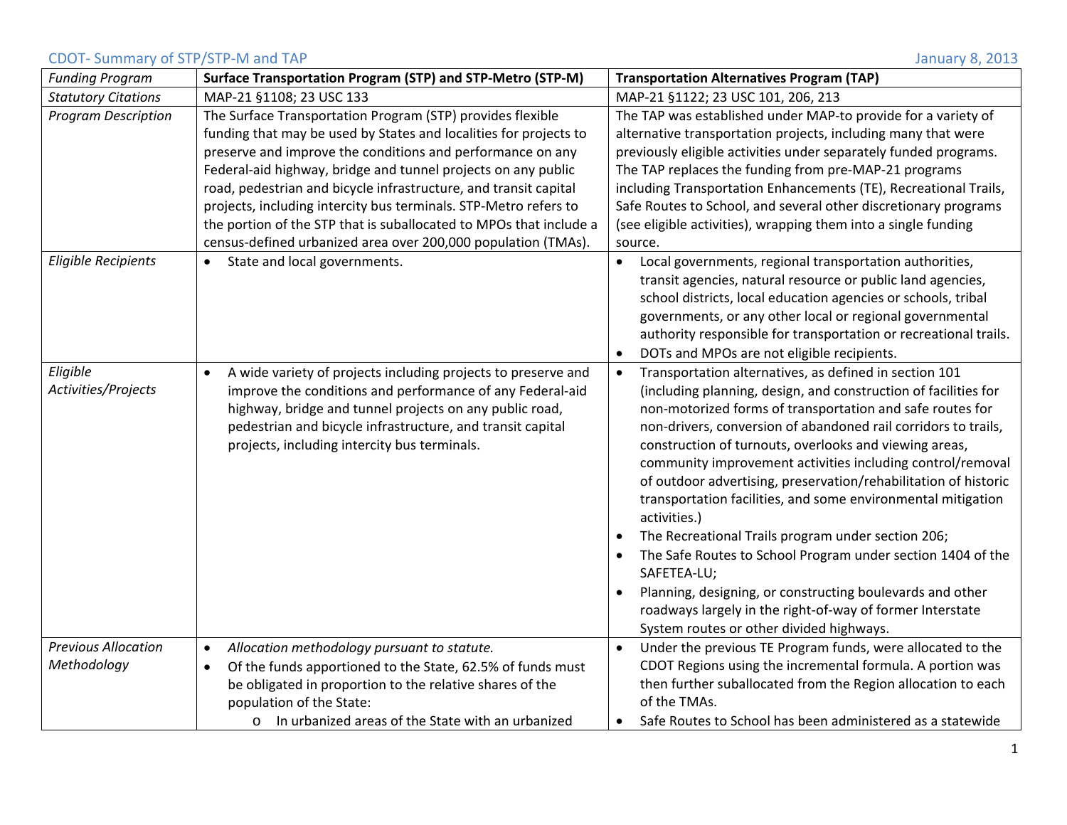CDOT- Summary of STP/STP-M and TAP

January 8, 2013

| *Funding Program* | **Surface Transportation Program (STP) and STP-Metro (STP-M)** | **Transportation Alternatives Program (TAP)** |
|---|---|---|
| *Statutory Citations* | MAP-21 §1108; 23 USC 133 | MAP-21 §1122; 23 USC 101, 206, 213 |
| *Program Description* | The Surface Transportation Program (STP) provides flexible funding that may be used by States and localities for projects to preserve and improve the conditions and performance on any Federal-aid highway, bridge and tunnel projects on any public road, pedestrian and bicycle infrastructure, and transit capital projects, including intercity bus terminals. STP-Metro refers to the portion of the STP that is suballocated to MPOs that include a census-defined urbanized area over 200,000 population (TMAs). | The TAP was established under MAP-to provide for a variety of alternative transportation projects, including many that were previously eligible activities under separately funded programs. The TAP replaces the funding from pre-MAP-21 programs including Transportation Enhancements (TE), Recreational Trails, Safe Routes to School, and several other discretionary programs (see eligible activities), wrapping them into a single funding source. |
| *Eligible Recipients* | • State and local governments. | • Local governments, regional transportation authorities, transit agencies, natural resource or public land agencies, school districts, local education agencies or schools, tribal governments, or any other local or regional governmental authority responsible for transportation or recreational trails.<br>• DOTs and MPOs are not eligible recipients. |
| *Eligible Activities/Projects* | • A wide variety of projects including projects to preserve and improve the conditions and performance of any Federal-aid highway, bridge and tunnel projects on any public road, pedestrian and bicycle infrastructure, and transit capital projects, including intercity bus terminals. | • Transportation alternatives, as defined in section 101 (including planning, design, and construction of facilities for non-motorized forms of transportation and safe routes for non-drivers, conversion of abandoned rail corridors to trails, construction of turnouts, overlooks and viewing areas, community improvement activities including control/removal of outdoor advertising, preservation/rehabilitation of historic transportation facilities, and some environmental mitigation activities.)<br>• The Recreational Trails program under section 206;<br>• The Safe Routes to School Program under section 1404 of the SAFETEA-LU;<br>• Planning, designing, or constructing boulevards and other roadways largely in the right-of-way of former Interstate System routes or other divided highways. |
| *Previous Allocation Methodology* | • *Allocation methodology pursuant to statute.*<br>• Of the funds apportioned to the State, 62.5% of funds must be obligated in proportion to the relative shares of the population of the State:<br>&nbsp;&nbsp;&nbsp;&nbsp;o In urbanized areas of the State with an urbanized | • Under the previous TE Program funds, were allocated to the CDOT Regions using the incremental formula. A portion was then further suballocated from the Region allocation to each of the TMAs.<br>• Safe Routes to School has been administered as a statewide |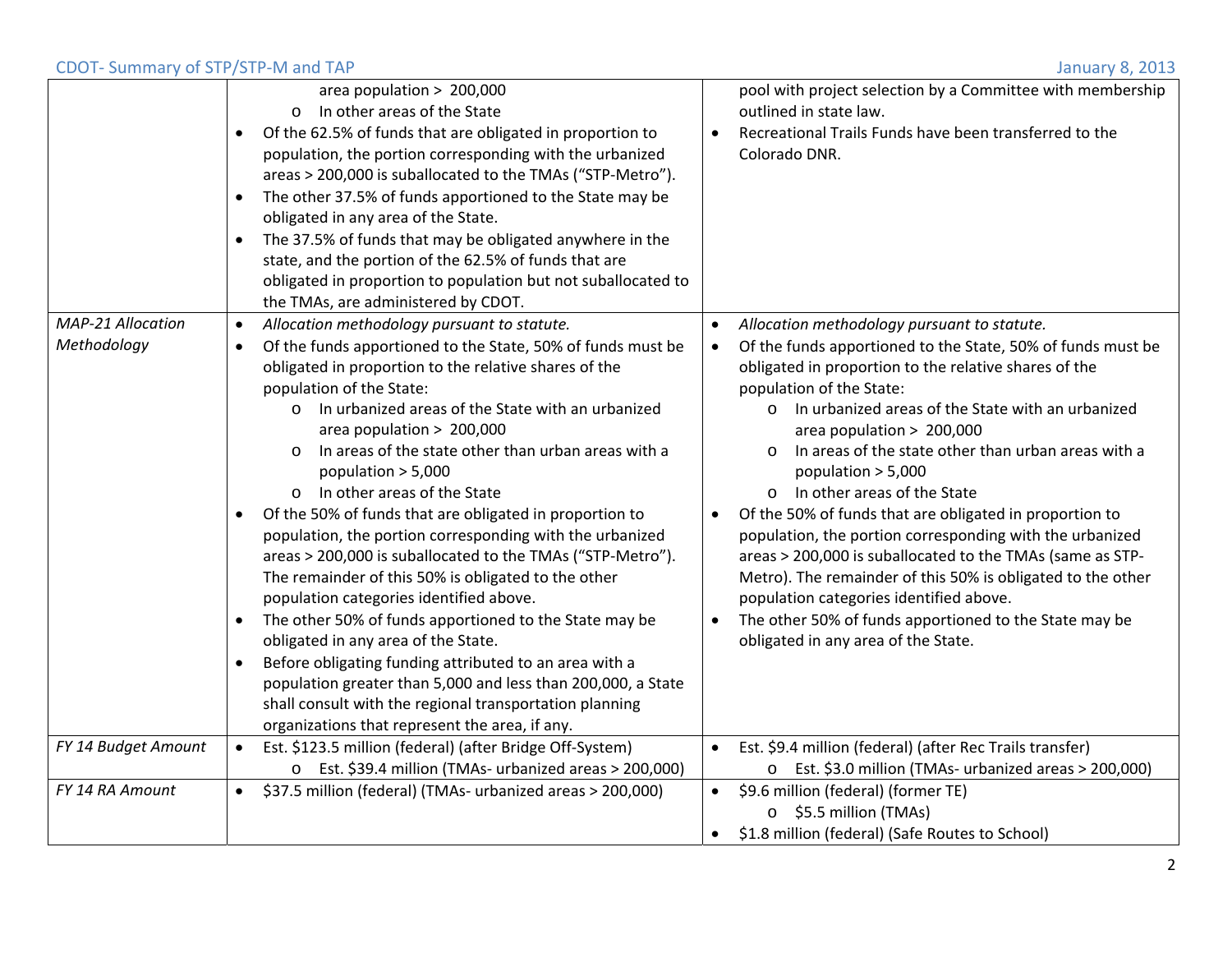| | | |
|---|---|---|
| | area population > 200,000<br>o In other areas of the State<br>• Of the 62.5% of funds that are obligated in proportion to population, the portion corresponding with the urbanized areas > 200,000 is suballocated to the TMAs ("STP-Metro").<br>• The other 37.5% of funds apportioned to the State may be obligated in any area of the State.<br>• The 37.5% of funds that may be obligated anywhere in the state, and the portion of the 62.5% of funds that are obligated in proportion to population but not suballocated to the TMAs, are administered by CDOT. | pool with project selection by a Committee with membership outlined in state law.<br>• Recreational Trails Funds have been transferred to the Colorado DNR. |
| *MAP-21 Allocation Methodology* | • *Allocation methodology pursuant to statute.*<br>• Of the funds apportioned to the State, 50% of funds must be obligated in proportion to the relative shares of the population of the State:<br>o In urbanized areas of the State with an urbanized area population > 200,000<br>o In areas of the state other than urban areas with a population > 5,000<br>o In other areas of the State<br>• Of the 50% of funds that are obligated in proportion to population, the portion corresponding with the urbanized areas > 200,000 is suballocated to the TMAs ("STP-Metro"). The remainder of this 50% is obligated to the other population categories identified above.<br>• The other 50% of funds apportioned to the State may be obligated in any area of the State.<br>• Before obligating funding attributed to an area with a population greater than 5,000 and less than 200,000, a State shall consult with the regional transportation planning organizations that represent the area, if any. | • *Allocation methodology pursuant to statute.*<br>• Of the funds apportioned to the State, 50% of funds must be obligated in proportion to the relative shares of the population of the State:<br>o In urbanized areas of the State with an urbanized area population > 200,000<br>o In areas of the state other than urban areas with a population > 5,000<br>o In other areas of the State<br>• Of the 50% of funds that are obligated in proportion to population, the portion corresponding with the urbanized areas > 200,000 is suballocated to the TMAs (same as STP-Metro). The remainder of this 50% is obligated to the other population categories identified above.<br>• The other 50% of funds apportioned to the State may be obligated in any area of the State. |
| *FY 14 Budget Amount* | • Est. $123.5 million (federal) (after Bridge Off-System)<br>o Est. $39.4 million (TMAs- urbanized areas > 200,000) | • Est. $9.4 million (federal) (after Rec Trails transfer)<br>o Est. $3.0 million (TMAs- urbanized areas > 200,000) |
| *FY 14 RA Amount* | • $37.5 million (federal) (TMAs- urbanized areas > 200,000) | • $9.6 million (federal) (former TE)<br>o $5.5 million (TMAs)<br>• $1.8 million (federal) (Safe Routes to School) |